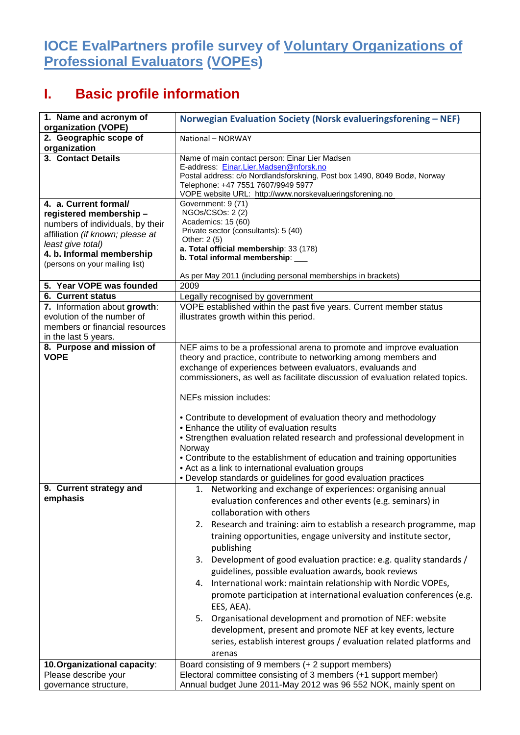# IOCE EvalPartners profile survey of Voluntary Organizations of Professional Evaluators (VOPEs)

## I. Basic profile information

| | |
|---|---|
| **1. Name and acronym of organization (VOPE)** | **Norwegian Evaluation Society (Norsk evalueringsforening – NEF)** |
| **2. Geographic scope of organization** | National – NORWAY |
| **3. Contact Details** | Name of main contact person: Einar Lier Madsen<br>E-address: Einar.Lier.Madsen@nforsk.no<br>Postal address: c/o Nordlandsforskning, Post box 1490, 8049 Bodø, Norway<br>Telephone: +47 7551 7607/9949 5977<br>VOPE website URL: http://www.norskevalueringsforening.no |
| **4. a. Current formal/ registered membership –** numbers of individuals, by their affiliation *(if known; please at least give total)*<br>**4. b. Informal membership** (persons on your mailing list) | Government: 9 (71)<br>NGOs/CSOs: 2 (2)<br>Academics: 15 (60)<br>Private sector (consultants): 5 (40)<br>Other: 2 (5)<br>**a. Total official membership**: 33 (178)<br>**b. Total informal membership**: ___<br><br>As per May 2011 (including personal memberships in brackets) |
| **5. Year VOPE was founded** | 2009 |
| **6. Current status** | Legally recognised by government |
| **7.** Information about **growth**: evolution of the number of members or financial resources in the last 5 years. | VOPE established within the past five years. Current member status illustrates growth within this period. |
| **8. Purpose and mission of VOPE** | NEF aims to be a professional arena to promote and improve evaluation theory and practice, contribute to networking among members and exchange of experiences between evaluators, evaluands and commissioners, as well as facilitate discussion of evaluation related topics.<br><br>NEFs mission includes:<br><br>• Contribute to development of evaluation theory and methodology<br>• Enhance the utility of evaluation results<br>• Strengthen evaluation related research and professional development in Norway<br>• Contribute to the establishment of education and training opportunities<br>• Act as a link to international evaluation groups<br>• Develop standards or guidelines for good evaluation practices |
| **9. Current strategy and emphasis** | 1. Networking and exchange of experiences: organising annual evaluation conferences and other events (e.g. seminars) in collaboration with others<br>2. Research and training: aim to establish a research programme, map training opportunities, engage university and institute sector, publishing<br>3. Development of good evaluation practice: e.g. quality standards / guidelines, possible evaluation awards, book reviews<br>4. International work: maintain relationship with Nordic VOPEs, promote participation at international evaluation conferences (e.g. EES, AEA).<br>5. Organisational development and promotion of NEF: website development, present and promote NEF at key events, lecture series, establish interest groups / evaluation related platforms and arenas |
| **10. Organizational capacity**: Please describe your governance structure, | Board consisting of 9 members (+ 2 support members)<br>Electoral committee consisting of 3 members (+1 support member)<br>Annual budget June 2011-May 2012 was 96 552 NOK, mainly spent on |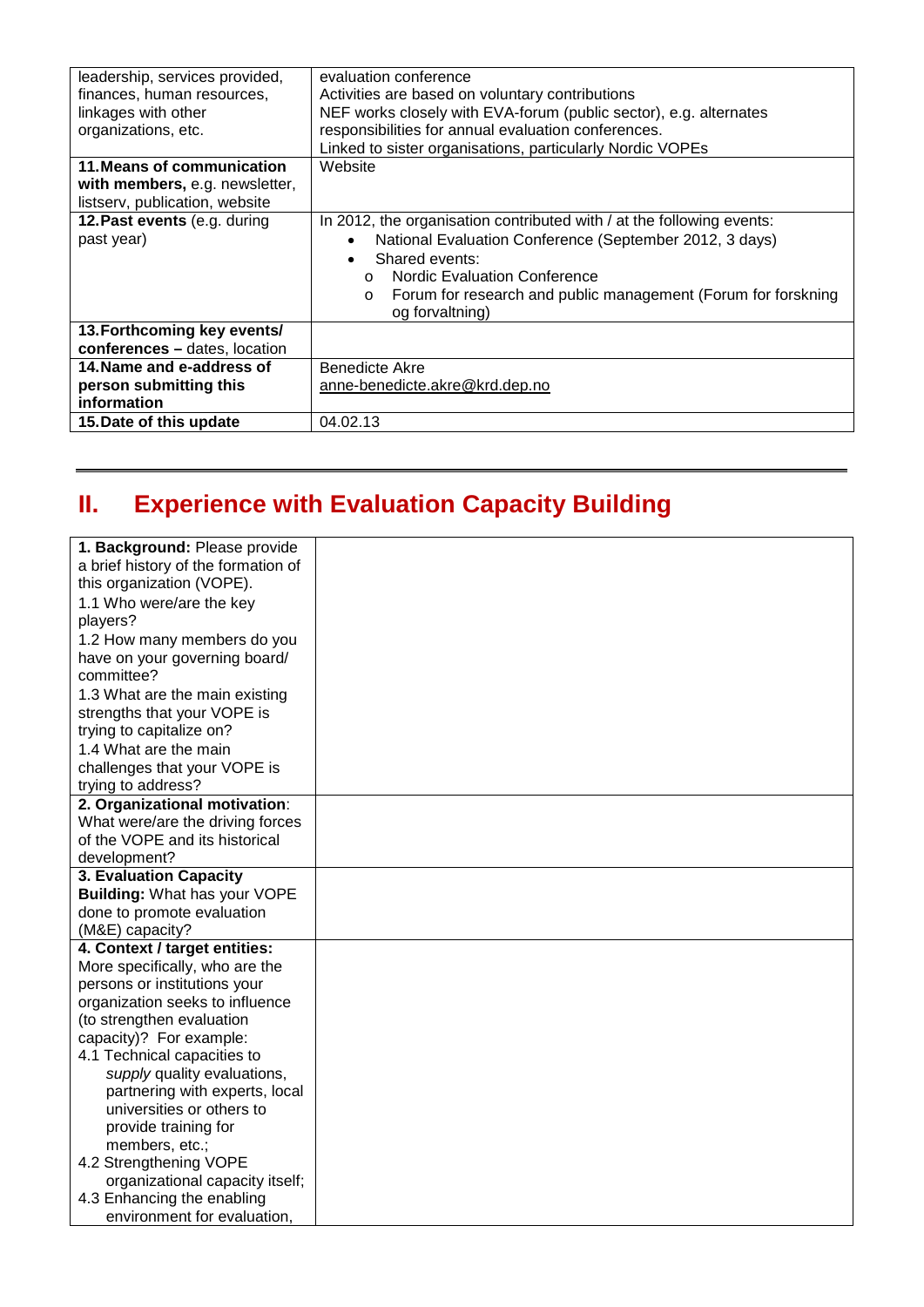| | |
|---|---|
| leadership, services provided, finances, human resources, linkages with other organizations, etc. | evaluation conference<br>Activities are based on voluntary contributions<br>NEF works closely with EVA-forum (public sector), e.g. alternates responsibilities for annual evaluation conferences.<br>Linked to sister organisations, particularly Nordic VOPEs |
| **11. Means of communication with members,** e.g. newsletter, listserv, publication, website | Website |
| **12. Past events** (e.g. during past year) | In 2012, the organisation contributed with / at the following events:<br>• National Evaluation Conference (September 2012, 3 days)<br>• Shared events:<br>  o Nordic Evaluation Conference<br>  o Forum for research and public management (Forum for forskning og forvaltning) |
| **13. Forthcoming key events/ conferences –** dates, location | |
| **14. Name and e-address of person submitting this information** | Benedicte Akre<br>anne-benedicte.akre@krd.dep.no |
| **15. Date of this update** | 04.02.13 |

# II. Experience with Evaluation Capacity Building

| | |
|---|---|
| **1. Background:** Please provide a brief history of the formation of this organization (VOPE).<br>1.1 Who were/are the key players?<br>1.2 How many members do you have on your governing board/ committee?<br>1.3 What are the main existing strengths that your VOPE is trying to capitalize on?<br>1.4 What are the main challenges that your VOPE is trying to address? | |
| **2. Organizational motivation**: What were/are the driving forces of the VOPE and its historical development? | |
| **3. Evaluation Capacity Building:** What has your VOPE done to promote evaluation (M&E) capacity? | |
| **4. Context / target entities:** More specifically, who are the persons or institutions your organization seeks to influence (to strengthen evaluation capacity)? For example:<br>4.1 Technical capacities to *supply* quality evaluations, partnering with experts, local universities or others to provide training for members, etc.;<br>4.2 Strengthening VOPE organizational capacity itself;<br>4.3 Enhancing the enabling environment for evaluation, | |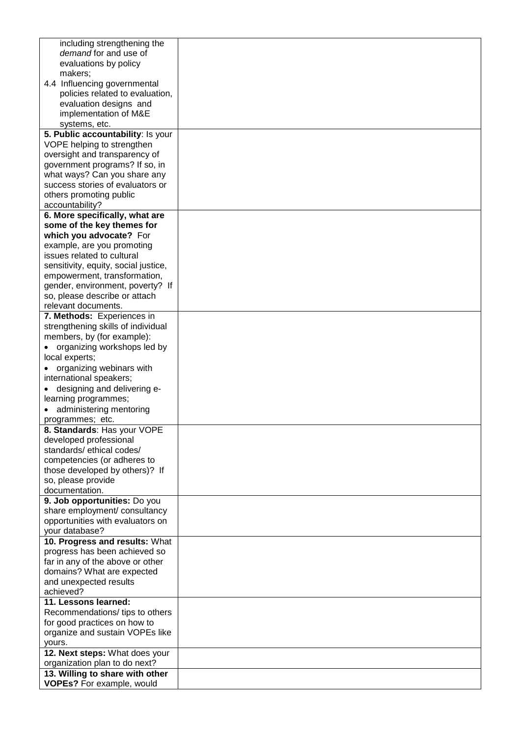| | |
|---|---|
| including strengthening the *demand* for and use of evaluations by policy makers;<br>4.4 Influencing governmental policies related to evaluation, evaluation designs and implementation of M&E systems, etc. | |
| **5. Public accountability**: Is your VOPE helping to strengthen oversight and transparency of government programs? If so, in what ways? Can you share any success stories of evaluators or others promoting public accountability? | |
| **6. More specifically, what are some of the key themes for which you advocate?** For example, are you promoting issues related to cultural sensitivity, equity, social justice, empowerment, transformation, gender, environment, poverty? If so, please describe or attach relevant documents. | |
| **7. Methods:** Experiences in strengthening skills of individual members, by (for example):<br>• organizing workshops led by local experts;<br>• organizing webinars with international speakers;<br>• designing and delivering e-learning programmes;<br>• administering mentoring programmes; etc. | |
| **8. Standards**: Has your VOPE developed professional standards/ ethical codes/ competencies (or adheres to those developed by others)? If so, please provide documentation. | |
| **9. Job opportunities:** Do you share employment/ consultancy opportunities with evaluators on your database? | |
| **10. Progress and results:** What progress has been achieved so far in any of the above or other domains? What are expected and unexpected results achieved? | |
| **11. Lessons learned:** Recommendations/ tips to others for good practices on how to organize and sustain VOPEs like yours. | |
| **12. Next steps:** What does your organization plan to do next? | |
| **13. Willing to share with other VOPEs?** For example, would | |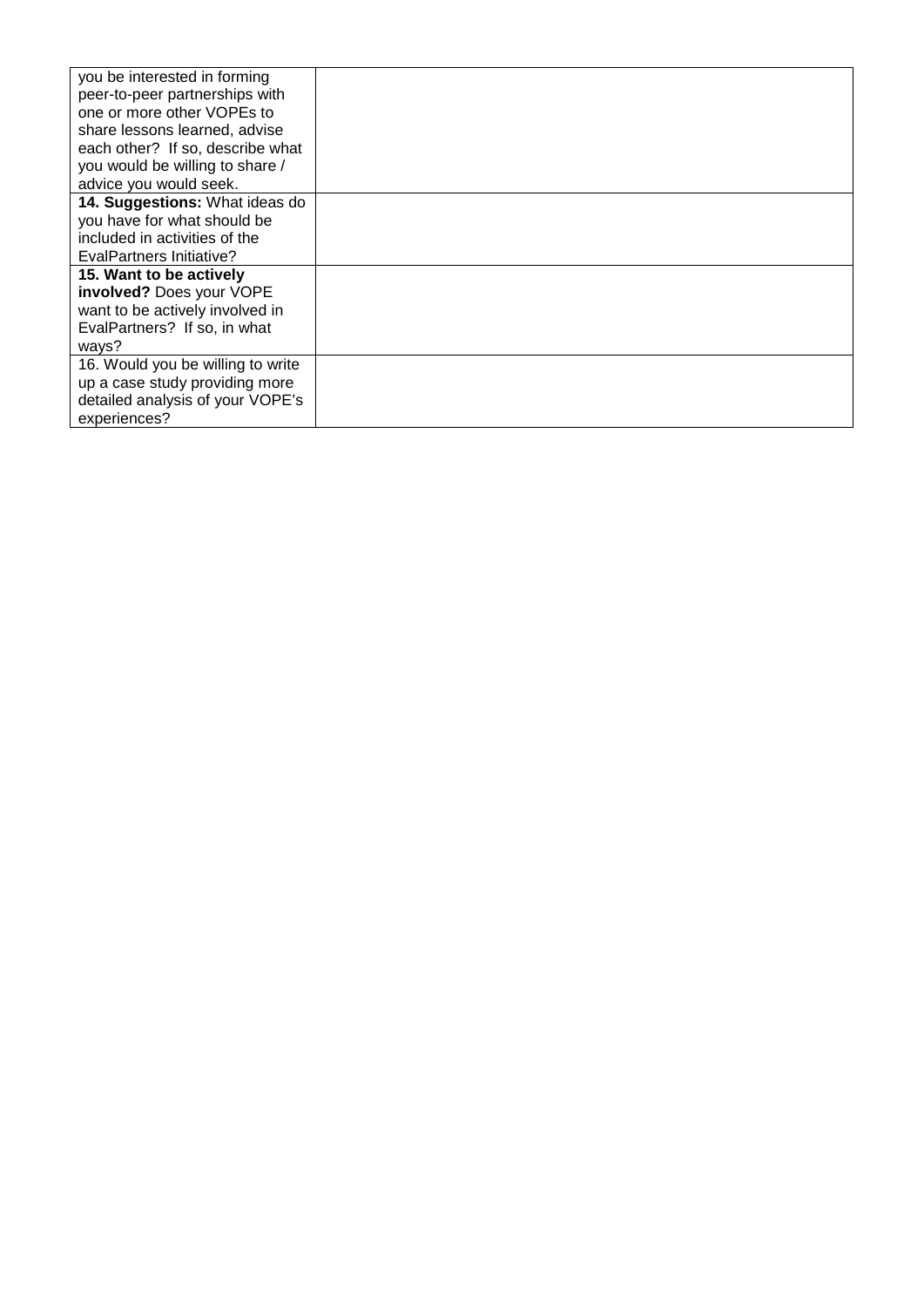| | |
|---|---|
| you be interested in forming peer-to-peer partnerships with one or more other VOPEs to share lessons learned, advise each other? If so, describe what you would be willing to share / advice you would seek. | |
| **14. Suggestions:** What ideas do you have for what should be included in activities of the EvalPartners Initiative? | |
| **15. Want to be actively involved?** Does your VOPE want to be actively involved in EvalPartners? If so, in what ways? | |
| 16. Would you be willing to write up a case study providing more detailed analysis of your VOPE's experiences? | |